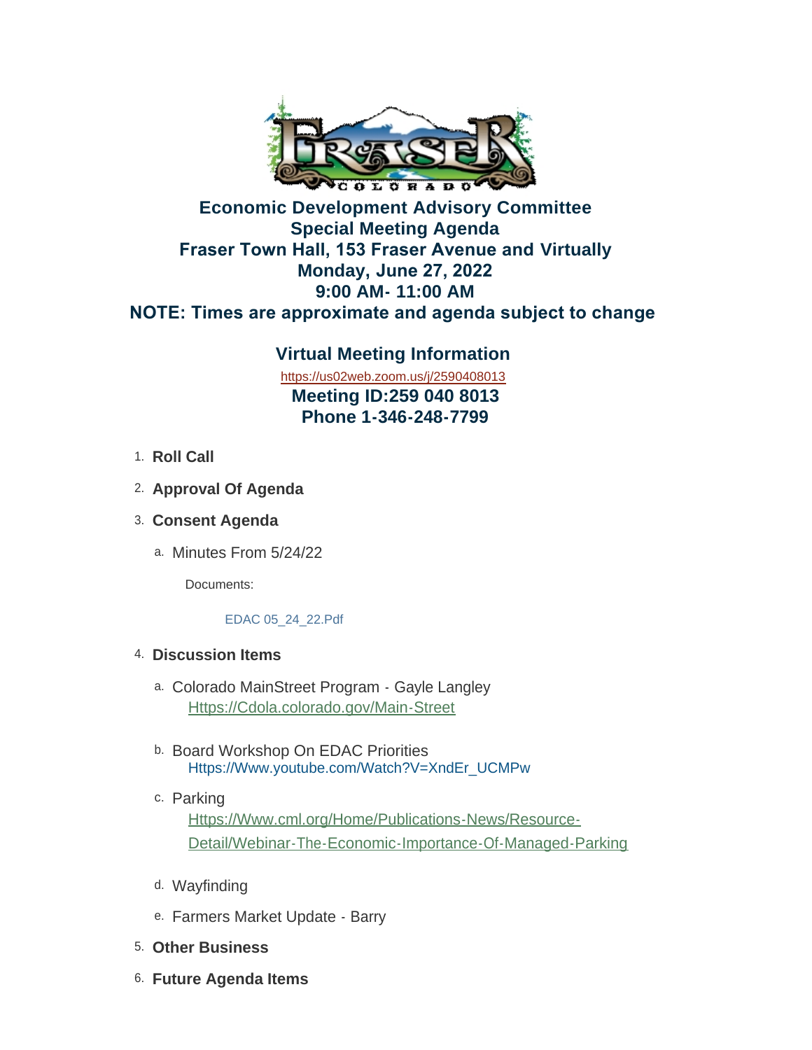# Economic Development Advisory Committee
## Special Meeting Agenda
## Fraser Town Hall, 153 Fraser Avenue and Virtually
## Monday, June 27, 2022
## 9:00 AM- 11:00 AM
## NOTE: Times are approximate and agenda subject to change

### Virtual Meeting Information

https://us02web.zoom.us/j/2590408013

**Meeting ID:259 040 8013**

**Phone 1-346-248-7799**

1. **Roll Call**
2. **Approval Of Agenda**
3. **Consent Agenda**
   a. Minutes From 5/24/22

      Documents:

      EDAC 05_24_22.Pdf
4. **Discussion Items**
   a. Colorado MainStreet Program - Gayle Langley
      Https://Cdola.colorado.gov/Main-Street

   b. Board Workshop On EDAC Priorities
      Https://Www.youtube.com/Watch?V=XndEr_UCMPw

   c. Parking
      Https://Www.cml.org/Home/Publications-News/Resource-Detail/Webinar-The-Economic-Importance-Of-Managed-Parking

   d. Wayfinding

   e. Farmers Market Update - Barry
5. **Other Business**
6. **Future Agenda Items**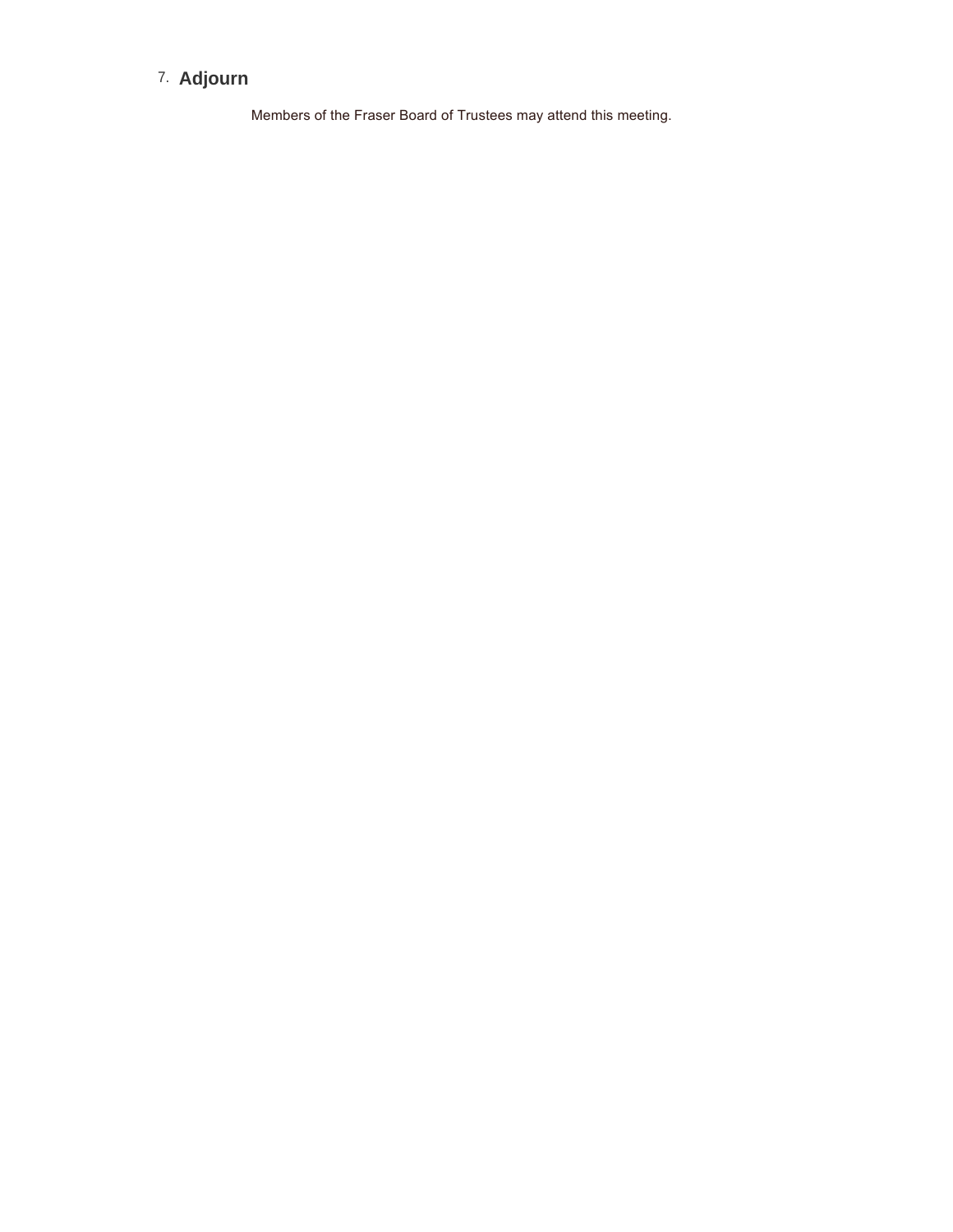7. **Adjourn**

Members of the Fraser Board of Trustees may attend this meeting.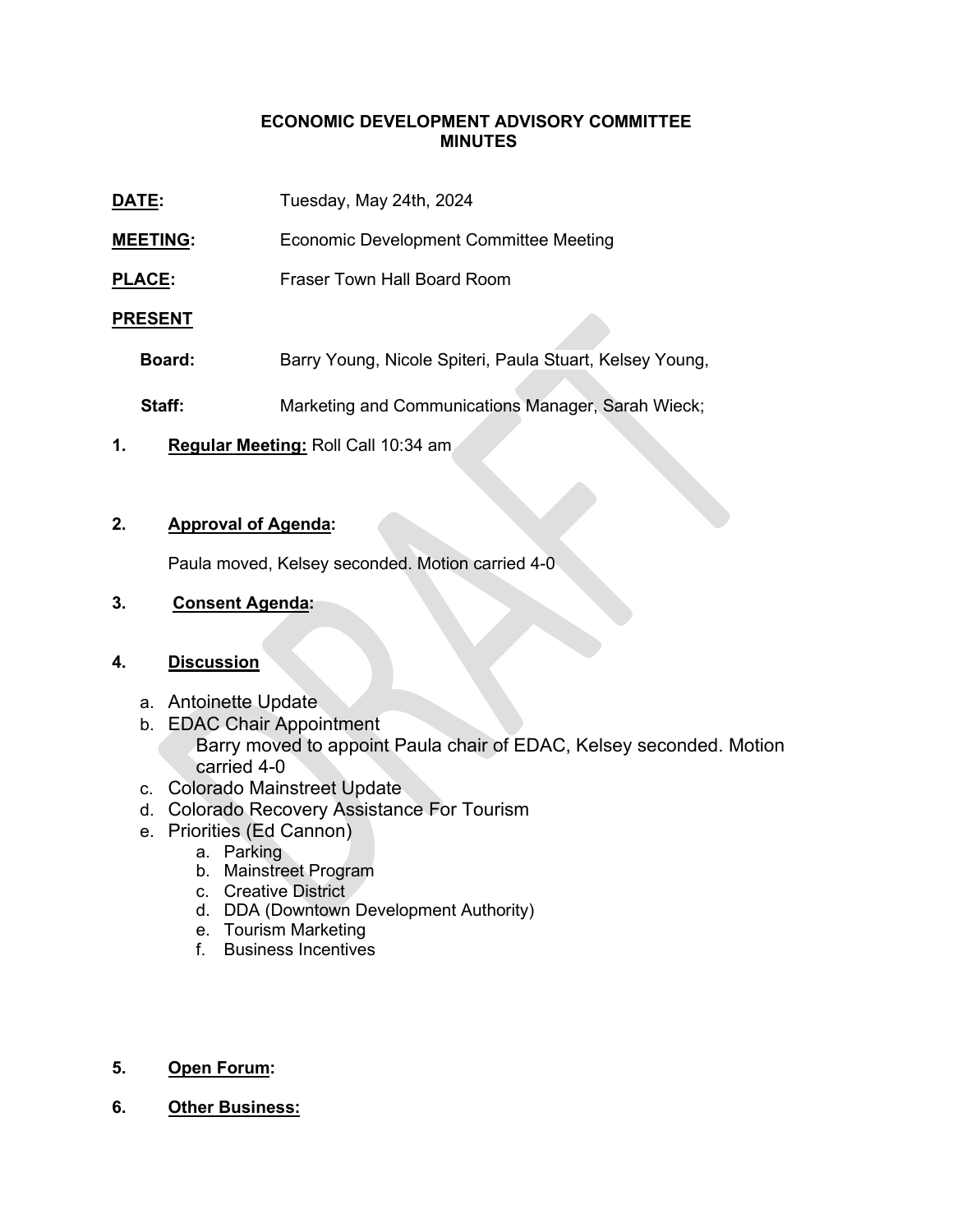# ECONOMIC DEVELOPMENT ADVISORY COMMITTEE
# MINUTES

**DATE:** Tuesday, May 24th, 2024

**MEETING:** Economic Development Committee Meeting

**PLACE:** Fraser Town Hall Board Room

**PRESENT**

**Board:** Barry Young, Nicole Spiteri, Paula Stuart, Kelsey Young,

**Staff:** Marketing and Communications Manager, Sarah Wieck;

1. **Regular Meeting:** Roll Call 10:34 am

2. **Approval of Agenda:**

   Paula moved, Kelsey seconded. Motion carried 4-0

3. **Consent Agenda:**

4. **Discussion**
   - a. Antoinette Update
   - b. EDAC Chair Appointment
     Barry moved to appoint Paula chair of EDAC, Kelsey seconded. Motion carried 4-0
   - c. Colorado Mainstreet Update
   - d. Colorado Recovery Assistance For Tourism
   - e. Priorities (Ed Cannon)
     - a. Parking
     - b. Mainstreet Program
     - c. Creative District
     - d. DDA (Downtown Development Authority)
     - e. Tourism Marketing
     - f. Business Incentives

5. **Open Forum:**

6. **Other Business:**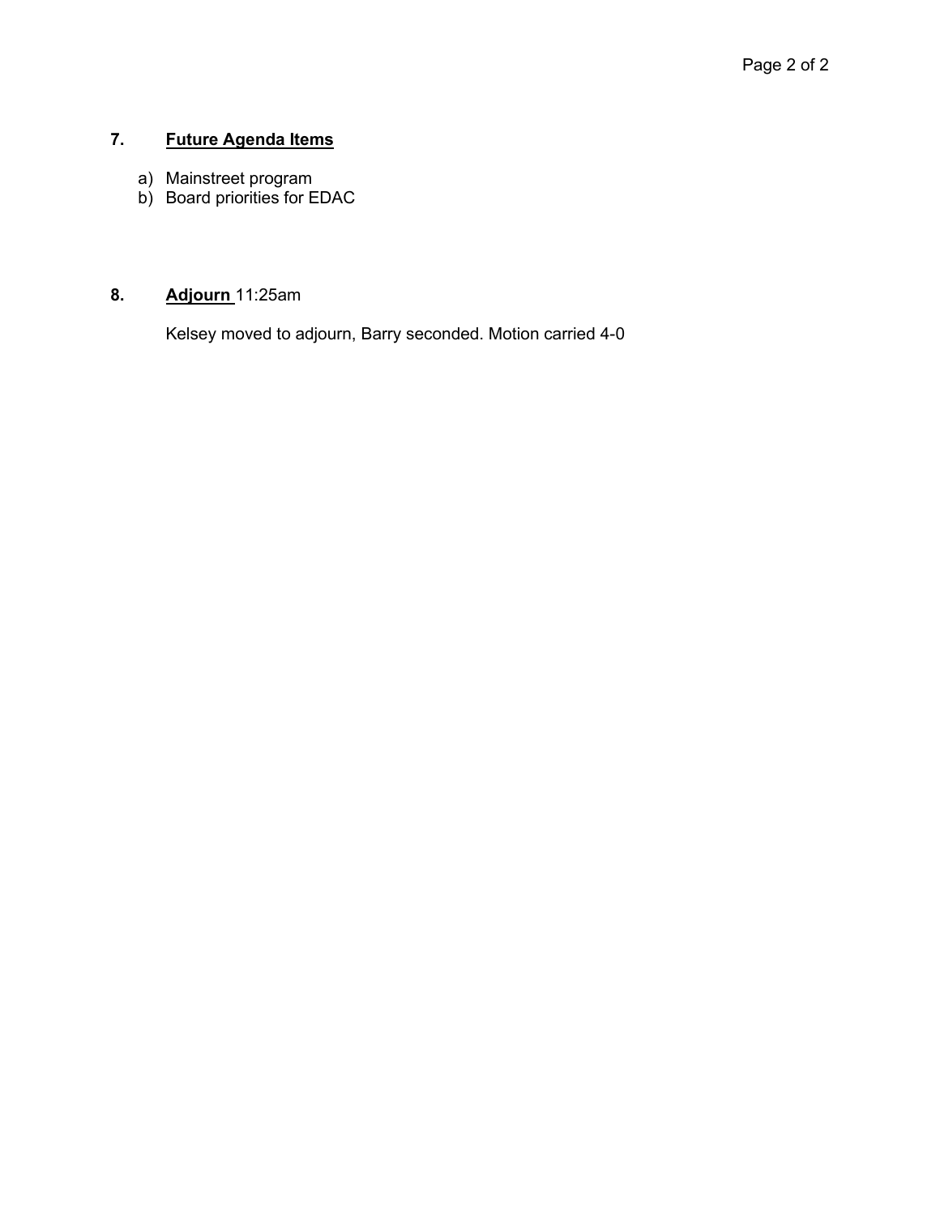## 7. **Future Agenda Items**

a) Mainstreet program
b) Board priorities for EDAC

## 8. **Adjourn** 11:25am

Kelsey moved to adjourn, Barry seconded. Motion carried 4-0